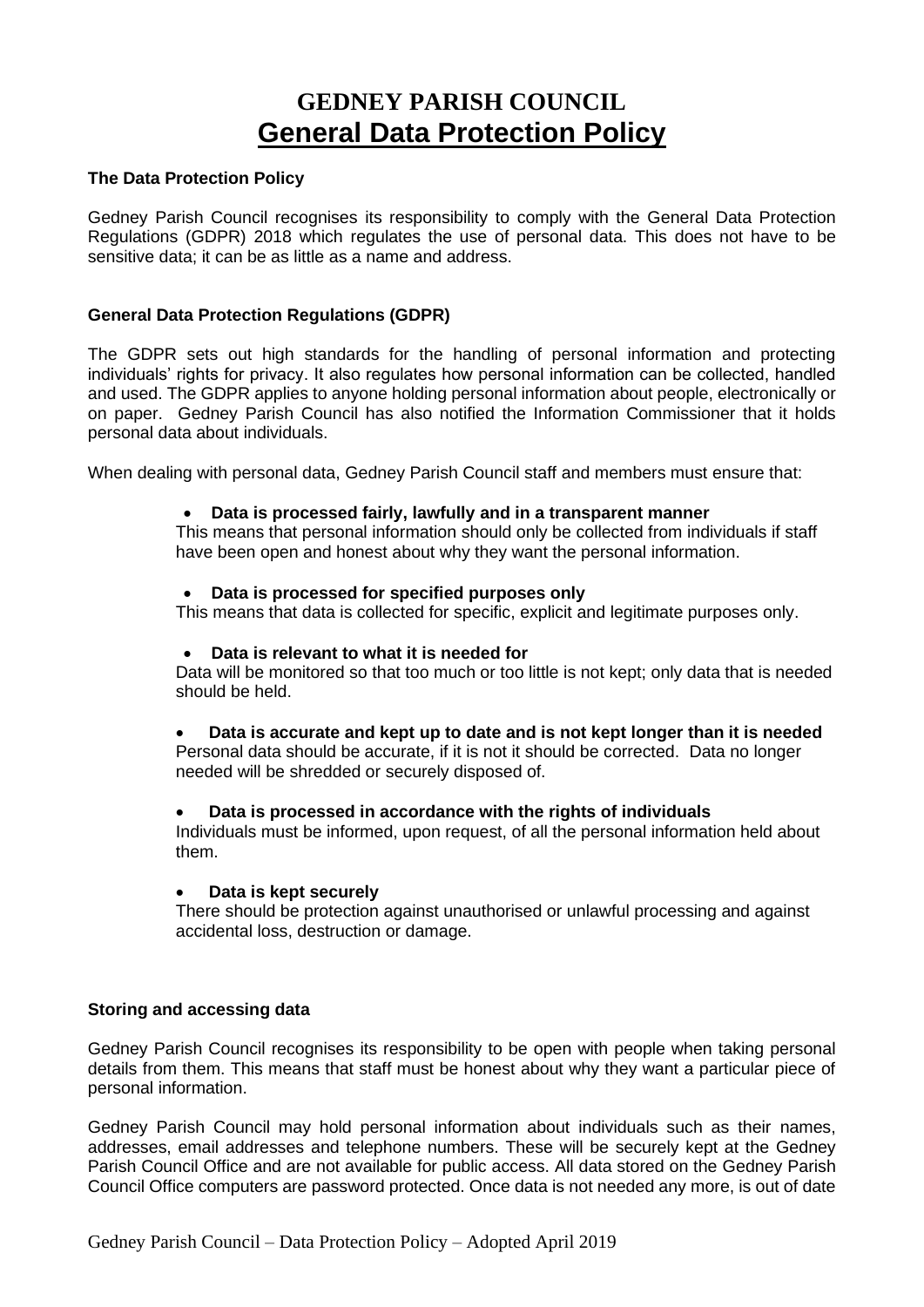# GEDNEY PARISH COUNCIL

## General Data Protection Policy

**The Data Protection Policy**

Gedney Parish Council recognises its responsibility to comply with the General Data Protection Regulations (GDPR) 2018 which regulates the use of personal data. This does not have to be sensitive data; it can be as little as a name and address.

**General Data Protection Regulations (GDPR)**

The GDPR sets out high standards for the handling of personal information and protecting individuals' rights for privacy. It also regulates how personal information can be collected, handled and used. The GDPR applies to anyone holding personal information about people, electronically or on paper. Gedney Parish Council has also notified the Information Commissioner that it holds personal data about individuals.

When dealing with personal data, Gedney Parish Council staff and members must ensure that:

- **Data is processed fairly, lawfully and in a transparent manner**
  This means that personal information should only be collected from individuals if staff have been open and honest about why they want the personal information.

- **Data is processed for specified purposes only**
  This means that data is collected for specific, explicit and legitimate purposes only.

- **Data is relevant to what it is needed for**
  Data will be monitored so that too much or too little is not kept; only data that is needed should be held.

- **Data is accurate and kept up to date and is not kept longer than it is needed**
  Personal data should be accurate, if it is not it should be corrected. Data no longer needed will be shredded or securely disposed of.

- **Data is processed in accordance with the rights of individuals**
  Individuals must be informed, upon request, of all the personal information held about them.

- **Data is kept securely**
  There should be protection against unauthorised or unlawful processing and against accidental loss, destruction or damage.

**Storing and accessing data**

Gedney Parish Council recognises its responsibility to be open with people when taking personal details from them. This means that staff must be honest about why they want a particular piece of personal information.

Gedney Parish Council may hold personal information about individuals such as their names, addresses, email addresses and telephone numbers. These will be securely kept at the Gedney Parish Council Office and are not available for public access. All data stored on the Gedney Parish Council Office computers are password protected. Once data is not needed any more, is out of date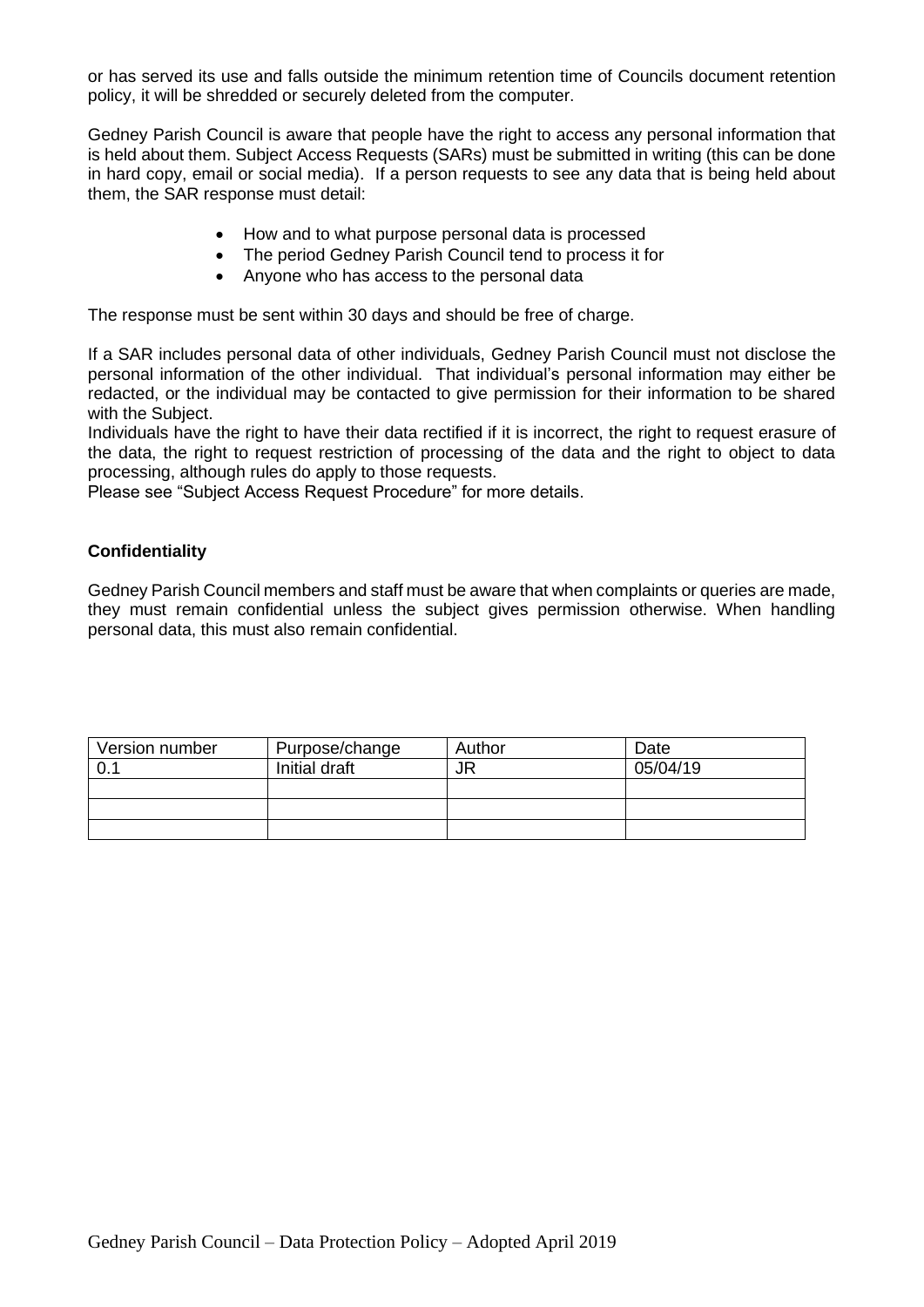or has served its use and falls outside the minimum retention time of Councils document retention policy, it will be shredded or securely deleted from the computer.

Gedney Parish Council is aware that people have the right to access any personal information that is held about them. Subject Access Requests (SARs) must be submitted in writing (this can be done in hard copy, email or social media). If a person requests to see any data that is being held about them, the SAR response must detail:

- How and to what purpose personal data is processed
- The period Gedney Parish Council tend to process it for
- Anyone who has access to the personal data

The response must be sent within 30 days and should be free of charge.

If a SAR includes personal data of other individuals, Gedney Parish Council must not disclose the personal information of the other individual. That individual's personal information may either be redacted, or the individual may be contacted to give permission for their information to be shared with the Subject.

Individuals have the right to have their data rectified if it is incorrect, the right to request erasure of the data, the right to request restriction of processing of the data and the right to object to data processing, although rules do apply to those requests.

Please see "Subject Access Request Procedure" for more details.

**Confidentiality**

Gedney Parish Council members and staff must be aware that when complaints or queries are made, they must remain confidential unless the subject gives permission otherwise. When handling personal data, this must also remain confidential.

| Version number | Purpose/change | Author | Date |
|---|---|---|---|
| 0.1 | Initial draft | JR | 05/04/19 |
| | | | |
| | | | |
| | | | |